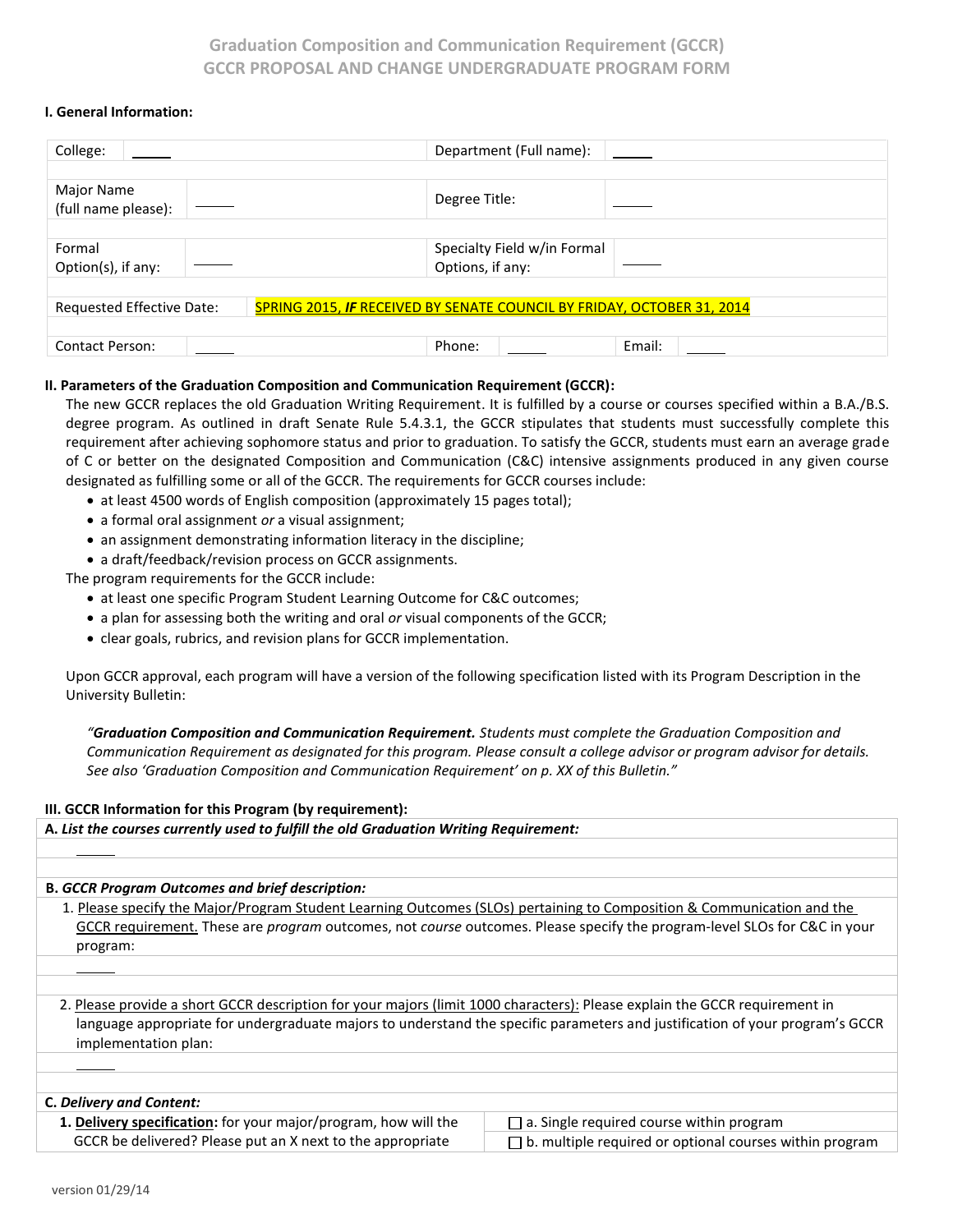## Graduation Composition and Communication Requirement (GCCR)
## GCCR PROPOSAL AND CHANGE UNDERGRADUATE PROGRAM FORM

**I. General Information:**

| College: | | Department (Full name): | |
|---|---|---|---|
| Major Name (full name please): | | Degree Title: | |
| Formal Option(s), if any: | | Specialty Field w/in Formal Options, if any: | |
| Requested Effective Date: | SPRING 2015, ***IF*** RECEIVED BY SENATE COUNCIL BY FRIDAY, OCTOBER 31, 2014 | | |
| Contact Person: | | Phone: | Email: |

**II. Parameters of the Graduation Composition and Communication Requirement (GCCR):**

The new GCCR replaces the old Graduation Writing Requirement. It is fulfilled by a course or courses specified within a B.A./B.S. degree program. As outlined in draft Senate Rule 5.4.3.1, the GCCR stipulates that students must successfully complete this requirement after achieving sophomore status and prior to graduation. To satisfy the GCCR, students must earn an average grade of C or better on the designated Composition and Communication (C&C) intensive assignments produced in any given course designated as fulfilling some or all of the GCCR. The requirements for GCCR courses include:

- at least 4500 words of English composition (approximately 15 pages total);
- a formal oral assignment *or* a visual assignment;
- an assignment demonstrating information literacy in the discipline;
- a draft/feedback/revision process on GCCR assignments.

The program requirements for the GCCR include:

- at least one specific Program Student Learning Outcome for C&C outcomes;
- a plan for assessing both the writing and oral *or* visual components of the GCCR;
- clear goals, rubrics, and revision plans for GCCR implementation.

Upon GCCR approval, each program will have a version of the following specification listed with its Program Description in the University Bulletin:

> *"**Graduation Composition and Communication Requirement.** Students must complete the Graduation Composition and Communication Requirement as designated for this program. Please consult a college advisor or program advisor for details. See also 'Graduation Composition and Communication Requirement' on p. XX of this Bulletin."*

**III. GCCR Information for this Program (by requirement):**

**A.** ***List the courses currently used to fulfill the old Graduation Writing Requirement:***

**B.** ***GCCR Program Outcomes and brief description:***

1. Please specify the Major/Program Student Learning Outcomes (SLOs) pertaining to Composition & Communication and the GCCR requirement. These are *program* outcomes, not *course* outcomes. Please specify the program-level SLOs for C&C in your program:

2. Please provide a short GCCR description for your majors (limit 1000 characters): Please explain the GCCR requirement in language appropriate for undergraduate majors to understand the specific parameters and justification of your program's GCCR implementation plan:

**C.** ***Delivery and Content:***

| **1. Delivery specification:** for your major/program, how will the GCCR be delivered? Please put an X next to the appropriate | ☐ a. Single required course within program |
|---|---|
| | ☐ b. multiple required or optional courses within program |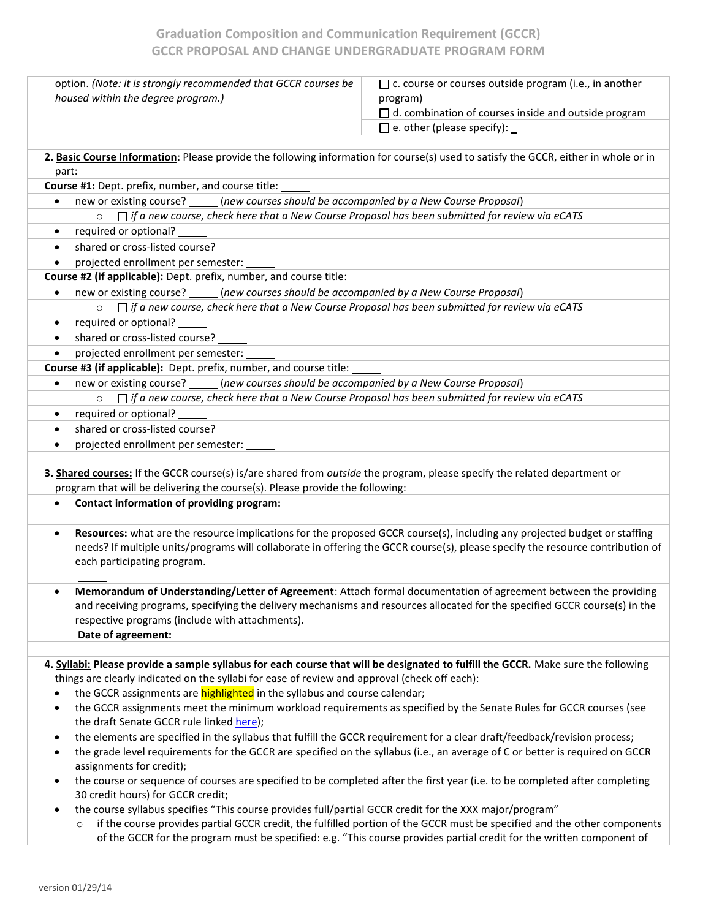| | |
|---|---|
| option. *(Note: it is strongly recommended that GCCR courses be housed within the degree program.)* | ☐ c. course or courses outside program (i.e., in another program) |
| | ☐ d. combination of courses inside and outside program |
| | ☐ e. other (please specify): _ |

**2. Basic Course Information**: Please provide the following information for course(s) used to satisfy the GCCR, either in whole or in part:

**Course #1:** Dept. prefix, number, and course title: _____

- new or existing course? _____ (*new courses should be accompanied by a New Course Proposal*)
  - ☐ *if a new course, check here that a New Course Proposal has been submitted for review via eCATS*
- required or optional? _____
- shared or cross-listed course? _____
- projected enrollment per semester: _____

**Course #2 (if applicable):** Dept. prefix, number, and course title: _____

- new or existing course? _____ (*new courses should be accompanied by a New Course Proposal*)
  - ☐ *if a new course, check here that a New Course Proposal has been submitted for review via eCATS*
- required or optional? _____
- shared or cross-listed course? _____
- projected enrollment per semester: _____

**Course #3 (if applicable):** Dept. prefix, number, and course title: _____

- new or existing course? _____ (*new courses should be accompanied by a New Course Proposal*)
  - ☐ *if a new course, check here that a New Course Proposal has been submitted for review via eCATS*
- required or optional? _____
- shared or cross-listed course? _____
- projected enrollment per semester: _____

**3. Shared courses:** If the GCCR course(s) is/are shared from *outside* the program, please specify the related department or program that will be delivering the course(s). Please provide the following:

- **Contact information of providing program:**

  _____

- **Resources:** what are the resource implications for the proposed GCCR course(s), including any projected budget or staffing needs? If multiple units/programs will collaborate in offering the GCCR course(s), please specify the resource contribution of each participating program.

  _____

- **Memorandum of Understanding/Letter of Agreement**: Attach formal documentation of agreement between the providing and receiving programs, specifying the delivery mechanisms and resources allocated for the specified GCCR course(s) in the respective programs (include with attachments).

  **Date of agreement:** _____

**4. Syllabi: Please provide a sample syllabus for each course that will be designated to fulfill the GCCR.** Make sure the following things are clearly indicated on the syllabi for ease of review and approval (check off each):

- the GCCR assignments are highlighted in the syllabus and course calendar;
- the GCCR assignments meet the minimum workload requirements as specified by the Senate Rules for GCCR courses (see the draft Senate GCCR rule linked here);
- the elements are specified in the syllabus that fulfill the GCCR requirement for a clear draft/feedback/revision process;
- the grade level requirements for the GCCR are specified on the syllabus (i.e., an average of C or better is required on GCCR assignments for credit);
- the course or sequence of courses are specified to be completed after the first year (i.e. to be completed after completing 30 credit hours) for GCCR credit;
- the course syllabus specifies "This course provides full/partial GCCR credit for the XXX major/program"
  - if the course provides partial GCCR credit, the fulfilled portion of the GCCR must be specified and the other components of the GCCR for the program must be specified: e.g. "This course provides partial credit for the written component of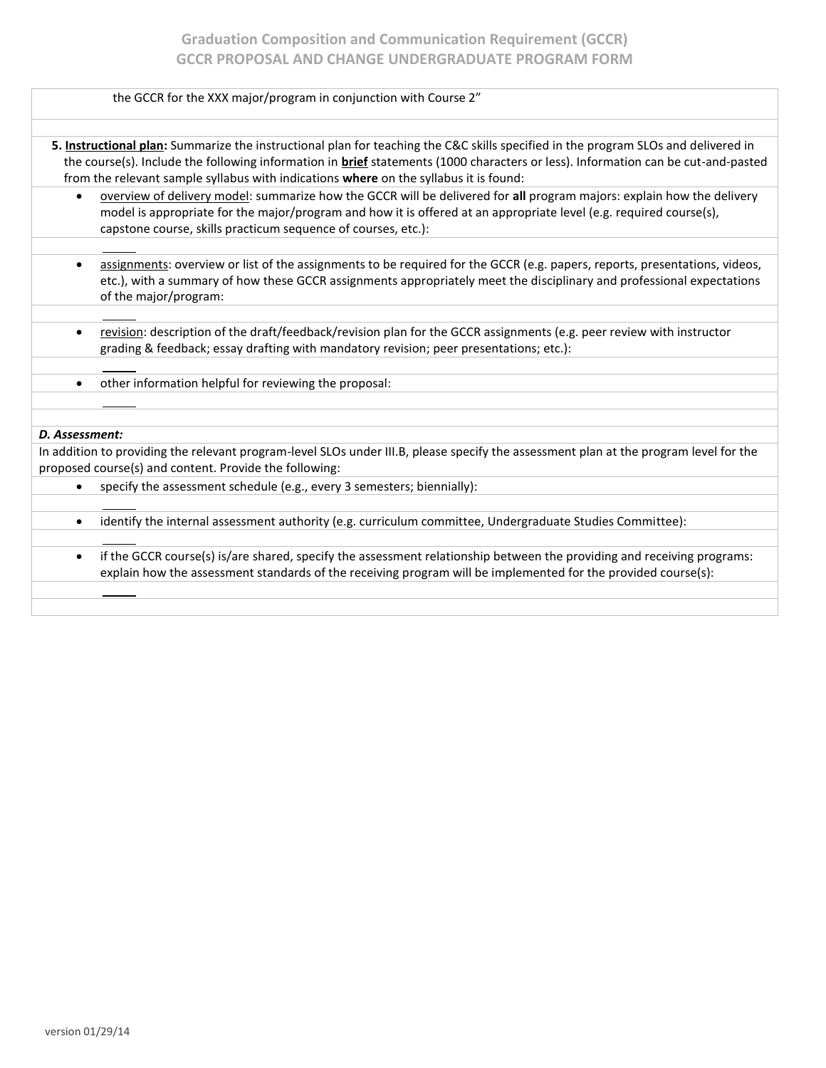the GCCR for the XXX major/program in conjunction with Course 2"

**5. <u>Instructional plan</u>:** Summarize the instructional plan for teaching the C&C skills specified in the program SLOs and delivered in the course(s). Include the following information in **<u>brief</u>** statements (1000 characters or less). Information can be cut-and-pasted from the relevant sample syllabus with indications **where** on the syllabus it is found:

- <u>overview of delivery model</u>: summarize how the GCCR will be delivered for **all** program majors: explain how the delivery model is appropriate for the major/program and how it is offered at an appropriate level (e.g. required course(s), capstone course, skills practicum sequence of courses, etc.):

- <u>assignments</u>: overview or list of the assignments to be required for the GCCR (e.g. papers, reports, presentations, videos, etc.), with a summary of how these GCCR assignments appropriately meet the disciplinary and professional expectations of the major/program:

- <u>revision</u>: description of the draft/feedback/revision plan for the GCCR assignments (e.g. peer review with instructor grading & feedback; essay drafting with mandatory revision; peer presentations; etc.):

- other information helpful for reviewing the proposal:

***D. Assessment:***

In addition to providing the relevant program-level SLOs under III.B, please specify the assessment plan at the program level for the proposed course(s) and content. Provide the following:

- specify the assessment schedule (e.g., every 3 semesters; biennially):

- identify the internal assessment authority (e.g. curriculum committee, Undergraduate Studies Committee):

- if the GCCR course(s) is/are shared, specify the assessment relationship between the providing and receiving programs: explain how the assessment standards of the receiving program will be implemented for the provided course(s):

version 01/29/14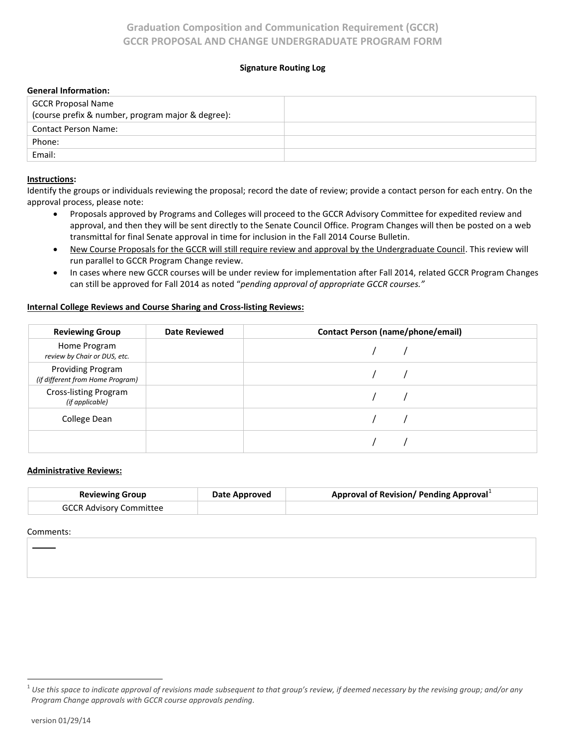# Graduation Composition and Communication Requirement (GCCR)
# GCCR PROPOSAL AND CHANGE UNDERGRADUATE PROGRAM FORM

**Signature Routing Log**

**General Information:**

| | |
|---|---|
| GCCR Proposal Name<br>(course prefix & number, program major & degree): | |
| Contact Person Name: | |
| Phone: | |
| Email: | |

**Instructions:**

Identify the groups or individuals reviewing the proposal; record the date of review; provide a contact person for each entry. On the approval process, please note:

- Proposals approved by Programs and Colleges will proceed to the GCCR Advisory Committee for expedited review and approval, and then they will be sent directly to the Senate Council Office. Program Changes will then be posted on a web transmittal for final Senate approval in time for inclusion in the Fall 2014 Course Bulletin.
- New Course Proposals for the GCCR will still require review and approval by the Undergraduate Council. This review will run parallel to GCCR Program Change review.
- In cases where new GCCR courses will be under review for implementation after Fall 2014, related GCCR Program Changes can still be approved for Fall 2014 as noted "*pending approval of appropriate GCCR courses.*"

**Internal College Reviews and Course Sharing and Cross-listing Reviews:**

| Reviewing Group | Date Reviewed | Contact Person (name/phone/email) |
|---|---|---|
| Home Program<br>*review by Chair or DUS, etc.* | | / / |
| Providing Program<br>*(if different from Home Program)* | | / / |
| Cross-listing Program<br>*(if applicable)* | | / / |
| College Dean | | / / |
| | | / / |

**Administrative Reviews:**

| Reviewing Group | Date Approved | Approval of Revision/ Pending Approval[1] |
|---|---|---|
| GCCR Advisory Committee | | |

Comments:

[1] *Use this space to indicate approval of revisions made subsequent to that group's review, if deemed necessary by the revising group; and/or any Program Change approvals with GCCR course approvals pending.*

version 01/29/14